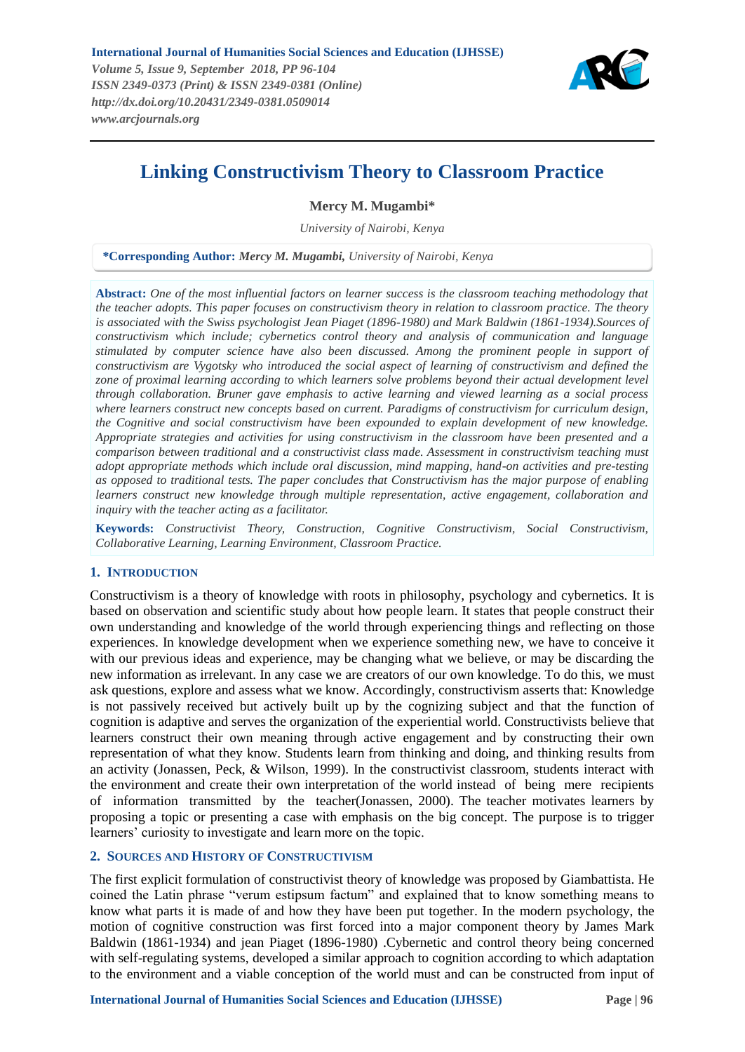# Linking Constructivism Theory to Classroom Practice

**Mercy M. Mugambi***

*University of Nairobi, Kenya*

**\*Corresponding Author:** ***Mercy M. Mugambi,*** *University of Nairobi, Kenya*

**Abstract:** *One of the most influential factors on learner success is the classroom teaching methodology that the teacher adopts. This paper focuses on constructivism theory in relation to classroom practice. The theory is associated with the Swiss psychologist Jean Piaget (1896-1980) and Mark Baldwin (1861-1934).Sources of constructivism which include; cybernetics control theory and analysis of communication and language stimulated by computer science have also been discussed. Among the prominent people in support of constructivism are Vygotsky who introduced the social aspect of learning of constructivism and defined the zone of proximal learning according to which learners solve problems beyond their actual development level through collaboration. Bruner gave emphasis to active learning and viewed learning as a social process where learners construct new concepts based on current. Paradigms of constructivism for curriculum design, the Cognitive and social constructivism have been expounded to explain development of new knowledge. Appropriate strategies and activities for using constructivism in the classroom have been presented and a comparison between traditional and a constructivist class made. Assessment in constructivism teaching must adopt appropriate methods which include oral discussion, mind mapping, hand-on activities and pre-testing as opposed to traditional tests. The paper concludes that Constructivism has the major purpose of enabling learners construct new knowledge through multiple representation, active engagement, collaboration and inquiry with the teacher acting as a facilitator.*

**Keywords:** *Constructivist Theory, Construction, Cognitive Constructivism, Social Constructivism, Collaborative Learning, Learning Environment, Classroom Practice.*

## 1. Introduction

Constructivism is a theory of knowledge with roots in philosophy, psychology and cybernetics. It is based on observation and scientific study about how people learn. It states that people construct their own understanding and knowledge of the world through experiencing things and reflecting on those experiences. In knowledge development when we experience something new, we have to conceive it with our previous ideas and experience, may be changing what we believe, or may be discarding the new information as irrelevant. In any case we are creators of our own knowledge. To do this, we must ask questions, explore and assess what we know. Accordingly, constructivism asserts that: Knowledge is not passively received but actively built up by the cognizing subject and that the function of cognition is adaptive and serves the organization of the experiential world. Constructivists believe that learners construct their own meaning through active engagement and by constructing their own representation of what they know. Students learn from thinking and doing, and thinking results from an activity (Jonassen, Peck, & Wilson, 1999). In the constructivist classroom, students interact with the environment and create their own interpretation of the world instead of being mere recipients of information transmitted by the teacher(Jonassen, 2000). The teacher motivates learners by proposing a topic or presenting a case with emphasis on the big concept. The purpose is to trigger learners' curiosity to investigate and learn more on the topic.

## 2. Sources and History of Constructivism

The first explicit formulation of constructivist theory of knowledge was proposed by Giambattista. He coined the Latin phrase "verum estipsum factum" and explained that to know something means to know what parts it is made of and how they have been put together. In the modern psychology, the motion of cognitive construction was first forced into a major component theory by James Mark Baldwin (1861-1934) and jean Piaget (1896-1980) .Cybernetic and control theory being concerned with self-regulating systems, developed a similar approach to cognition according to which adaptation to the environment and a viable conception of the world must and can be constructed from input of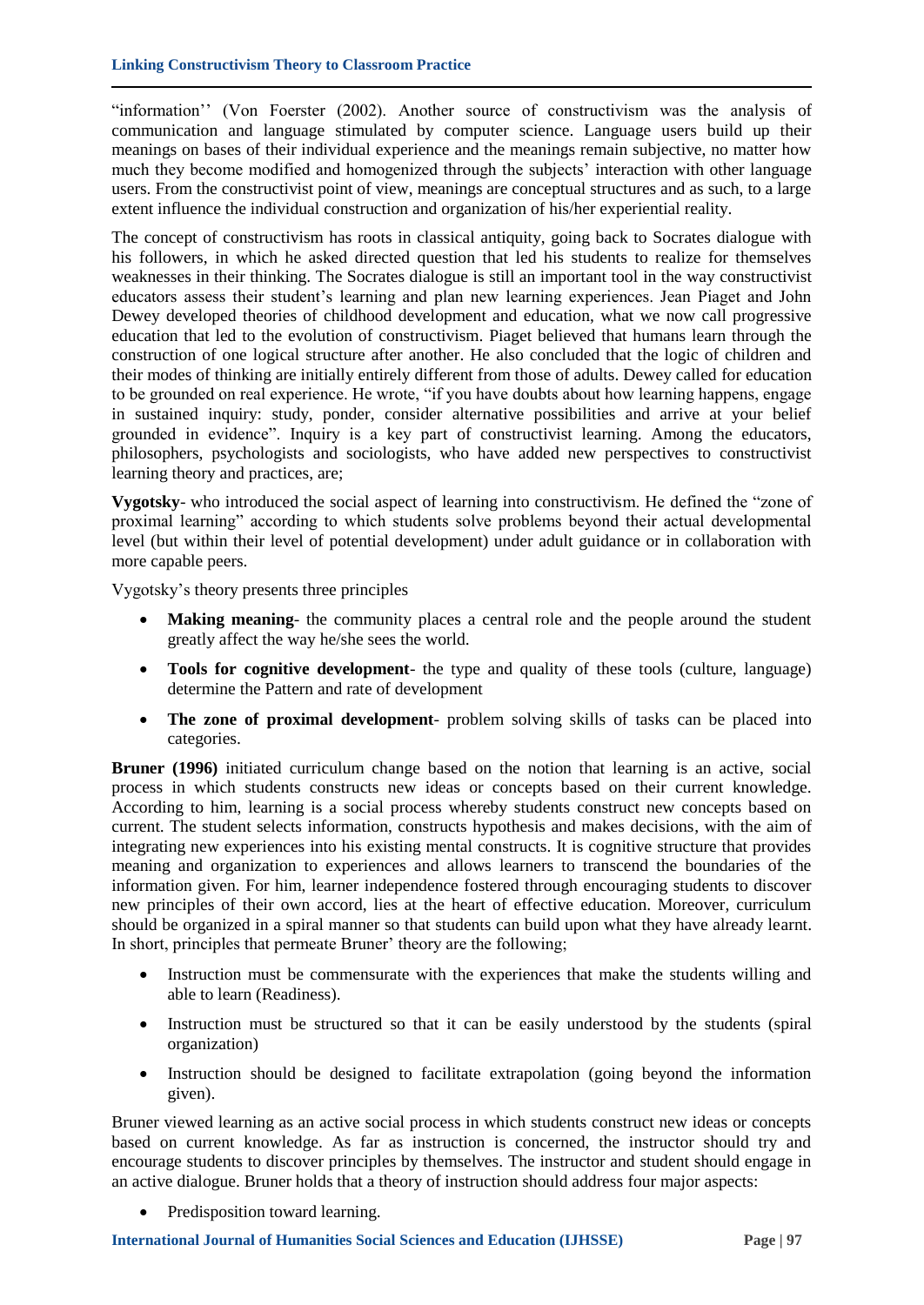"information'' (Von Foerster (2002). Another source of constructivism was the analysis of communication and language stimulated by computer science. Language users build up their meanings on bases of their individual experience and the meanings remain subjective, no matter how much they become modified and homogenized through the subjects' interaction with other language users. From the constructivist point of view, meanings are conceptual structures and as such, to a large extent influence the individual construction and organization of his/her experiential reality.

The concept of constructivism has roots in classical antiquity, going back to Socrates dialogue with his followers, in which he asked directed question that led his students to realize for themselves weaknesses in their thinking. The Socrates dialogue is still an important tool in the way constructivist educators assess their student's learning and plan new learning experiences. Jean Piaget and John Dewey developed theories of childhood development and education, what we now call progressive education that led to the evolution of constructivism. Piaget believed that humans learn through the construction of one logical structure after another. He also concluded that the logic of children and their modes of thinking are initially entirely different from those of adults. Dewey called for education to be grounded on real experience. He wrote, "if you have doubts about how learning happens, engage in sustained inquiry: study, ponder, consider alternative possibilities and arrive at your belief grounded in evidence". Inquiry is a key part of constructivist learning. Among the educators, philosophers, psychologists and sociologists, who have added new perspectives to constructivist learning theory and practices, are;

**Vygotsky**- who introduced the social aspect of learning into constructivism. He defined the "zone of proximal learning" according to which students solve problems beyond their actual developmental level (but within their level of potential development) under adult guidance or in collaboration with more capable peers.

Vygotsky's theory presents three principles

- **Making meaning**- the community places a central role and the people around the student greatly affect the way he/she sees the world.
- **Tools for cognitive development**- the type and quality of these tools (culture, language) determine the Pattern and rate of development
- **The zone of proximal development**- problem solving skills of tasks can be placed into categories.

**Bruner (1996)** initiated curriculum change based on the notion that learning is an active, social process in which students constructs new ideas or concepts based on their current knowledge. According to him, learning is a social process whereby students construct new concepts based on current. The student selects information, constructs hypothesis and makes decisions, with the aim of integrating new experiences into his existing mental constructs. It is cognitive structure that provides meaning and organization to experiences and allows learners to transcend the boundaries of the information given. For him, learner independence fostered through encouraging students to discover new principles of their own accord, lies at the heart of effective education. Moreover, curriculum should be organized in a spiral manner so that students can build upon what they have already learnt. In short, principles that permeate Bruner' theory are the following;

- Instruction must be commensurate with the experiences that make the students willing and able to learn (Readiness).
- Instruction must be structured so that it can be easily understood by the students (spiral organization)
- Instruction should be designed to facilitate extrapolation (going beyond the information given).

Bruner viewed learning as an active social process in which students construct new ideas or concepts based on current knowledge. As far as instruction is concerned, the instructor should try and encourage students to discover principles by themselves. The instructor and student should engage in an active dialogue. Bruner holds that a theory of instruction should address four major aspects:

- Predisposition toward learning.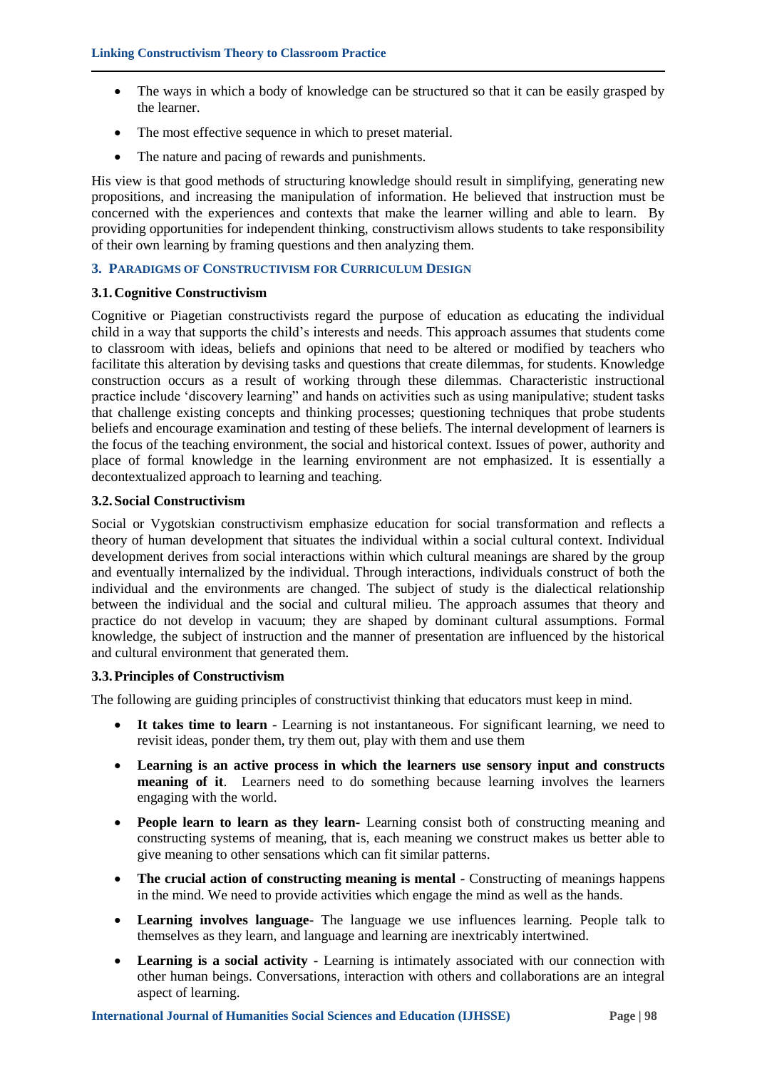- The ways in which a body of knowledge can be structured so that it can be easily grasped by the learner.
- The most effective sequence in which to preset material.
- The nature and pacing of rewards and punishments.

His view is that good methods of structuring knowledge should result in simplifying, generating new propositions, and increasing the manipulation of information. He believed that instruction must be concerned with the experiences and contexts that make the learner willing and able to learn. By providing opportunities for independent thinking, constructivism allows students to take responsibility of their own learning by framing questions and then analyzing them.

## 3. Paradigms of Constructivism for Curriculum Design

### 3.1. Cognitive Constructivism

Cognitive or Piagetian constructivists regard the purpose of education as educating the individual child in a way that supports the child's interests and needs. This approach assumes that students come to classroom with ideas, beliefs and opinions that need to be altered or modified by teachers who facilitate this alteration by devising tasks and questions that create dilemmas, for students. Knowledge construction occurs as a result of working through these dilemmas. Characteristic instructional practice include 'discovery learning" and hands on activities such as using manipulative; student tasks that challenge existing concepts and thinking processes; questioning techniques that probe students beliefs and encourage examination and testing of these beliefs. The internal development of learners is the focus of the teaching environment, the social and historical context. Issues of power, authority and place of formal knowledge in the learning environment are not emphasized. It is essentially a decontextualized approach to learning and teaching.

### 3.2. Social Constructivism

Social or Vygotskian constructivism emphasize education for social transformation and reflects a theory of human development that situates the individual within a social cultural context. Individual development derives from social interactions within which cultural meanings are shared by the group and eventually internalized by the individual. Through interactions, individuals construct of both the individual and the environments are changed. The subject of study is the dialectical relationship between the individual and the social and cultural milieu. The approach assumes that theory and practice do not develop in vacuum; they are shaped by dominant cultural assumptions. Formal knowledge, the subject of instruction and the manner of presentation are influenced by the historical and cultural environment that generated them.

### 3.3. Principles of Constructivism

The following are guiding principles of constructivist thinking that educators must keep in mind.

- **It takes time to learn -** Learning is not instantaneous. For significant learning, we need to revisit ideas, ponder them, try them out, play with them and use them
- **Learning is an active process in which the learners use sensory input and constructs meaning of it**. Learners need to do something because learning involves the learners engaging with the world.
- **People learn to learn as they learn-** Learning consist both of constructing meaning and constructing systems of meaning, that is, each meaning we construct makes us better able to give meaning to other sensations which can fit similar patterns.
- **The crucial action of constructing meaning is mental -** Constructing of meanings happens in the mind. We need to provide activities which engage the mind as well as the hands.
- **Learning involves language-** The language we use influences learning. People talk to themselves as they learn, and language and learning are inextricably intertwined.
- **Learning is a social activity -** Learning is intimately associated with our connection with other human beings. Conversations, interaction with others and collaborations are an integral aspect of learning.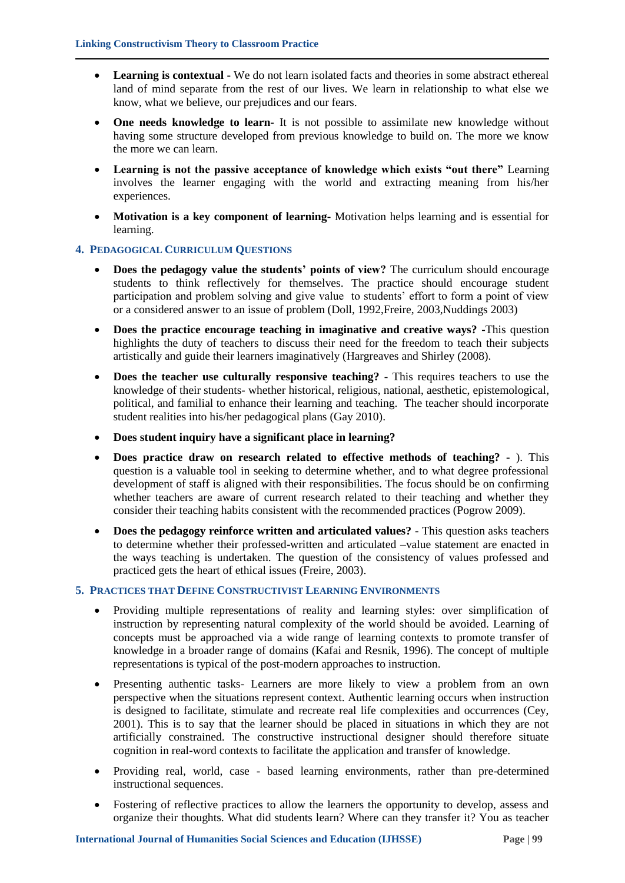- **Learning is contextual -** We do not learn isolated facts and theories in some abstract ethereal land of mind separate from the rest of our lives. We learn in relationship to what else we know, what we believe, our prejudices and our fears.
- **One needs knowledge to learn-** It is not possible to assimilate new knowledge without having some structure developed from previous knowledge to build on. The more we know the more we can learn.
- **Learning is not the passive acceptance of knowledge which exists "out there"** Learning involves the learner engaging with the world and extracting meaning from his/her experiences.
- **Motivation is a key component of learning**- Motivation helps learning and is essential for learning.

## 4. Pedagogical Curriculum Questions

- **Does the pedagogy value the students' points of view?** The curriculum should encourage students to think reflectively for themselves. The practice should encourage student participation and problem solving and give value to students' effort to form a point of view or a considered answer to an issue of problem (Doll, 1992,Freire, 2003,Nuddings 2003)
- **Does the practice encourage teaching in imaginative and creative ways? -**This question highlights the duty of teachers to discuss their need for the freedom to teach their subjects artistically and guide their learners imaginatively (Hargreaves and Shirley (2008).
- **Does the teacher use culturally responsive teaching? -** This requires teachers to use the knowledge of their students- whether historical, religious, national, aesthetic, epistemological, political, and familial to enhance their learning and teaching. The teacher should incorporate student realities into his/her pedagogical plans (Gay 2010).
- **Does student inquiry have a significant place in learning?**
- **Does practice draw on research related to effective methods of teaching? -** ). This question is a valuable tool in seeking to determine whether, and to what degree professional development of staff is aligned with their responsibilities. The focus should be on confirming whether teachers are aware of current research related to their teaching and whether they consider their teaching habits consistent with the recommended practices (Pogrow 2009).
- **Does the pedagogy reinforce written and articulated values? -** This question asks teachers to determine whether their professed-written and articulated –value statement are enacted in the ways teaching is undertaken. The question of the consistency of values professed and practiced gets the heart of ethical issues (Freire, 2003).

## 5. Practices that Define Constructivist Learning Environments

- Providing multiple representations of reality and learning styles: over simplification of instruction by representing natural complexity of the world should be avoided. Learning of concepts must be approached via a wide range of learning contexts to promote transfer of knowledge in a broader range of domains (Kafai and Resnik, 1996). The concept of multiple representations is typical of the post-modern approaches to instruction.
- Presenting authentic tasks- Learners are more likely to view a problem from an own perspective when the situations represent context. Authentic learning occurs when instruction is designed to facilitate, stimulate and recreate real life complexities and occurrences (Cey, 2001). This is to say that the learner should be placed in situations in which they are not artificially constrained. The constructive instructional designer should therefore situate cognition in real-word contexts to facilitate the application and transfer of knowledge.
- Providing real, world, case - based learning environments, rather than pre-determined instructional sequences.
- Fostering of reflective practices to allow the learners the opportunity to develop, assess and organize their thoughts. What did students learn? Where can they transfer it? You as teacher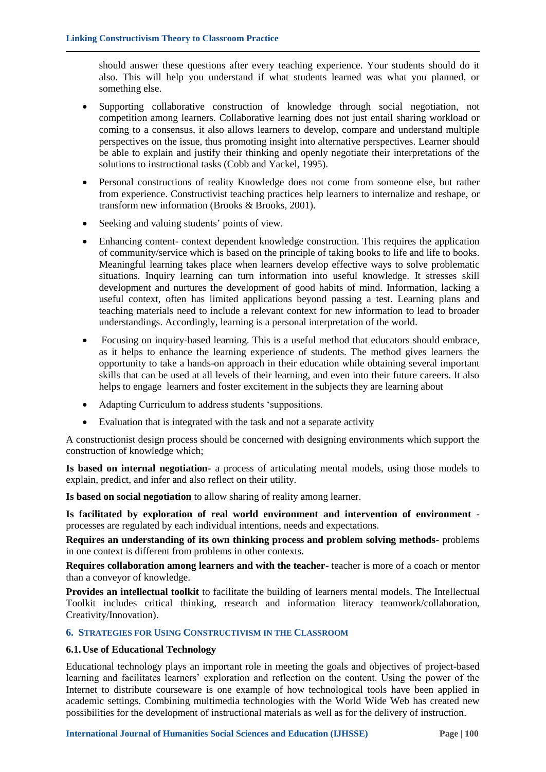should answer these questions after every teaching experience. Your students should do it also. This will help you understand if what students learned was what you planned, or something else.

- Supporting collaborative construction of knowledge through social negotiation, not competition among learners. Collaborative learning does not just entail sharing workload or coming to a consensus, it also allows learners to develop, compare and understand multiple perspectives on the issue, thus promoting insight into alternative perspectives. Learner should be able to explain and justify their thinking and openly negotiate their interpretations of the solutions to instructional tasks (Cobb and Yackel, 1995).
- Personal constructions of reality Knowledge does not come from someone else, but rather from experience. Constructivist teaching practices help learners to internalize and reshape, or transform new information (Brooks & Brooks, 2001).
- Seeking and valuing students' points of view.
- Enhancing content- context dependent knowledge construction. This requires the application of community/service which is based on the principle of taking books to life and life to books. Meaningful learning takes place when learners develop effective ways to solve problematic situations. Inquiry learning can turn information into useful knowledge. It stresses skill development and nurtures the development of good habits of mind. Information, lacking a useful context, often has limited applications beyond passing a test. Learning plans and teaching materials need to include a relevant context for new information to lead to broader understandings. Accordingly, learning is a personal interpretation of the world.
- Focusing on inquiry-based learning. This is a useful method that educators should embrace, as it helps to enhance the learning experience of students. The method gives learners the opportunity to take a hands-on approach in their education while obtaining several important skills that can be used at all levels of their learning, and even into their future careers. It also helps to engage learners and foster excitement in the subjects they are learning about
- Adapting Curriculum to address students 'suppositions.
- Evaluation that is integrated with the task and not a separate activity

A constructionist design process should be concerned with designing environments which support the construction of knowledge which;

**Is based on internal negotiation-** a process of articulating mental models, using those models to explain, predict, and infer and also reflect on their utility.

**Is based on social negotiation** to allow sharing of reality among learner.

**Is facilitated by exploration of real world environment and intervention of environment -** processes are regulated by each individual intentions, needs and expectations.

**Requires an understanding of its own thinking process and problem solving methods-** problems in one context is different from problems in other contexts.

**Requires collaboration among learners and with the teacher**- teacher is more of a coach or mentor than a conveyor of knowledge.

**Provides an intellectual toolkit** to facilitate the building of learners mental models. The Intellectual Toolkit includes critical thinking, research and information literacy teamwork/collaboration, Creativity/Innovation).

## 6. Strategies for Using Constructivism in the Classroom

### 6.1. Use of Educational Technology

Educational technology plays an important role in meeting the goals and objectives of project-based learning and facilitates learners' exploration and reflection on the content. Using the power of the Internet to distribute courseware is one example of how technological tools have been applied in academic settings. Combining multimedia technologies with the World Wide Web has created new possibilities for the development of instructional materials as well as for the delivery of instruction.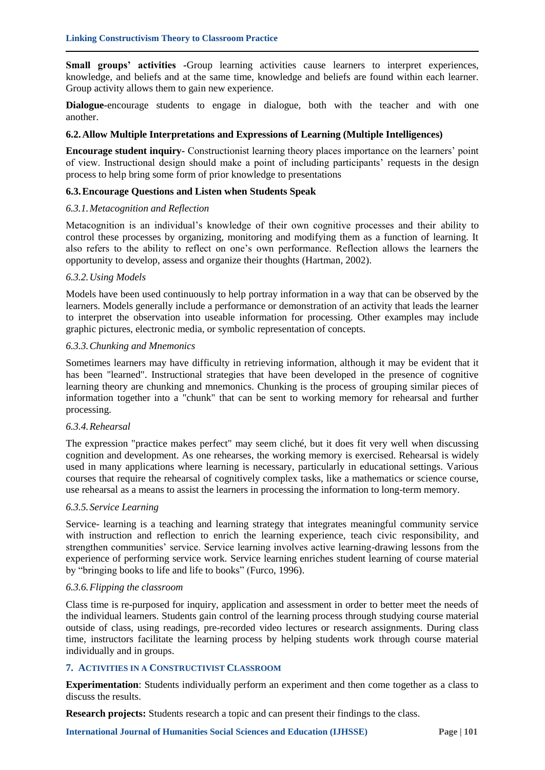**Small groups' activities** -Group learning activities cause learners to interpret experiences, knowledge, and beliefs and at the same time, knowledge and beliefs are found within each learner. Group activity allows them to gain new experience.

**Dialogue**-encourage students to engage in dialogue, both with the teacher and with one another.

### 6.2. Allow Multiple Interpretations and Expressions of Learning (Multiple Intelligences)

**Encourage student inquiry**- Constructionist learning theory places importance on the learners' point of view. Instructional design should make a point of including participants' requests in the design process to help bring some form of prior knowledge to presentations

### 6.3. Encourage Questions and Listen when Students Speak

#### *6.3.1. Metacognition and Reflection*

Metacognition is an individual's knowledge of their own cognitive processes and their ability to control these processes by organizing, monitoring and modifying them as a function of learning. It also refers to the ability to reflect on one's own performance. Reflection allows the learners the opportunity to develop, assess and organize their thoughts (Hartman, 2002).

#### *6.3.2. Using Models*

Models have been used continuously to help portray information in a way that can be observed by the learners. Models generally include a performance or demonstration of an activity that leads the learner to interpret the observation into useable information for processing. Other examples may include graphic pictures, electronic media, or symbolic representation of concepts.

#### *6.3.3. Chunking and Mnemonics*

Sometimes learners may have difficulty in retrieving information, although it may be evident that it has been "learned". Instructional strategies that have been developed in the presence of cognitive learning theory are chunking and mnemonics. Chunking is the process of grouping similar pieces of information together into a "chunk" that can be sent to working memory for rehearsal and further processing.

#### *6.3.4. Rehearsal*

The expression "practice makes perfect" may seem cliché, but it does fit very well when discussing cognition and development. As one rehearses, the working memory is exercised. Rehearsal is widely used in many applications where learning is necessary, particularly in educational settings. Various courses that require the rehearsal of cognitively complex tasks, like a mathematics or science course, use rehearsal as a means to assist the learners in processing the information to long-term memory.

#### *6.3.5. Service Learning*

Service- learning is a teaching and learning strategy that integrates meaningful community service with instruction and reflection to enrich the learning experience, teach civic responsibility, and strengthen communities' service. Service learning involves active learning-drawing lessons from the experience of performing service work. Service learning enriches student learning of course material by "bringing books to life and life to books" (Furco, 1996).

#### *6.3.6. Flipping the classroom*

Class time is re-purposed for inquiry, application and assessment in order to better meet the needs of the individual learners. Students gain control of the learning process through studying course material outside of class, using readings, pre-recorded video lectures or research assignments. During class time, instructors facilitate the learning process by helping students work through course material individually and in groups.

## 7. Activities in a Constructivist Classroom

**Experimentation**: Students individually perform an experiment and then come together as a class to discuss the results.

**Research projects:** Students research a topic and can present their findings to the class.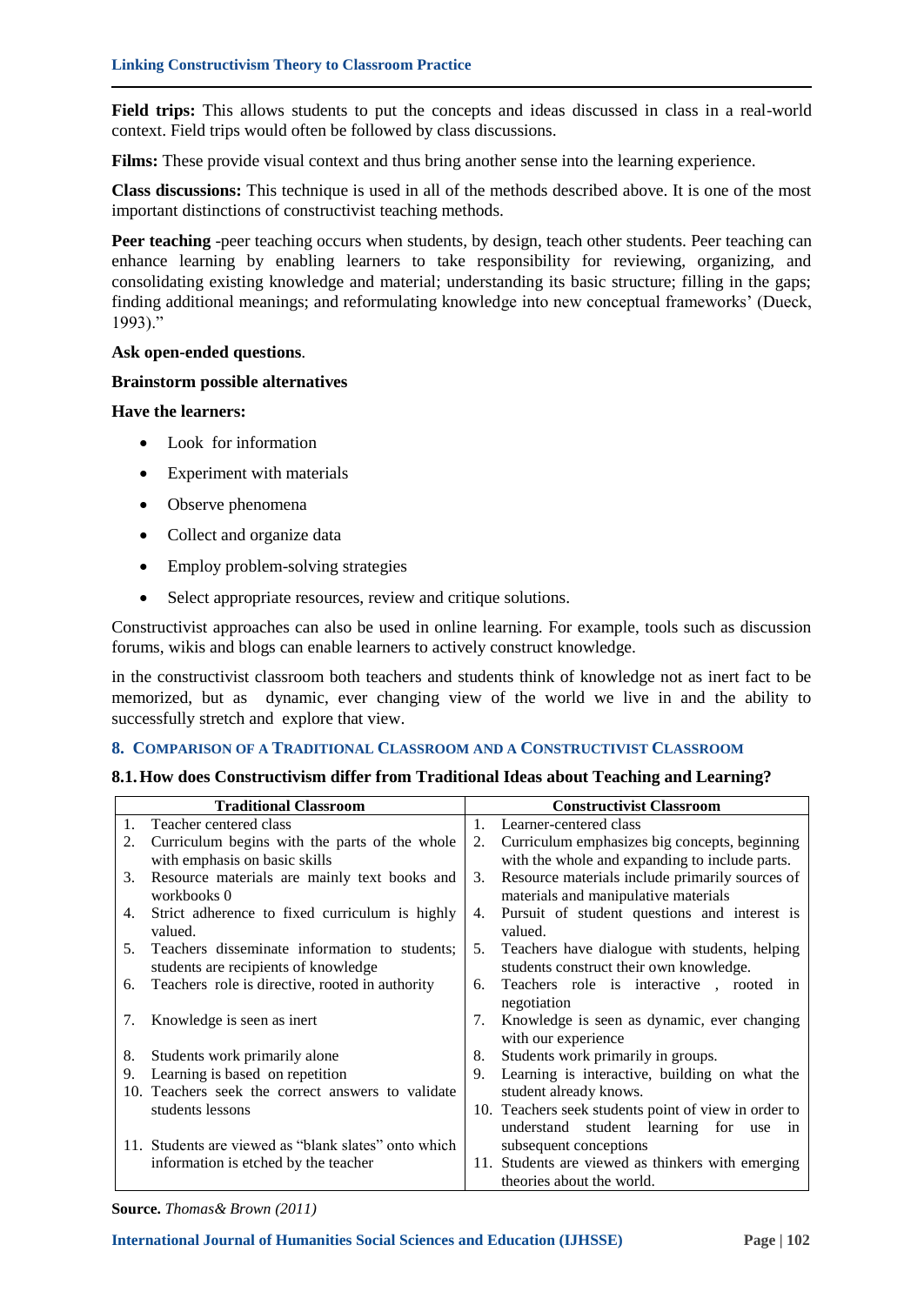**Field trips:** This allows students to put the concepts and ideas discussed in class in a real-world context. Field trips would often be followed by class discussions.

**Films:** These provide visual context and thus bring another sense into the learning experience.

**Class discussions:** This technique is used in all of the methods described above. It is one of the most important distinctions of constructivist teaching methods.

**Peer teaching** -peer teaching occurs when students, by design, teach other students. Peer teaching can enhance learning by enabling learners to take responsibility for reviewing, organizing, and consolidating existing knowledge and material; understanding its basic structure; filling in the gaps; finding additional meanings; and reformulating knowledge into new conceptual frameworks' (Dueck, 1993)."

**Ask open-ended questions**.

**Brainstorm possible alternatives**

**Have the learners:**

- Look for information
- Experiment with materials
- Observe phenomena
- Collect and organize data
- Employ problem-solving strategies
- Select appropriate resources, review and critique solutions.

Constructivist approaches can also be used in online learning. For example, tools such as discussion forums, wikis and blogs can enable learners to actively construct knowledge.

in the constructivist classroom both teachers and students think of knowledge not as inert fact to be memorized, but as dynamic, ever changing view of the world we live in and the ability to successfully stretch and explore that view.

## 8. Comparison of a Traditional Classroom and a Constructivist Classroom

### 8.1. How does Constructivism differ from Traditional Ideas about Teaching and Learning?

| Traditional Classroom | Constructivist Classroom |
|---|---|
| 1. Teacher centered class | 1. Learner-centered class |
| 2. Curriculum begins with the parts of the whole with emphasis on basic skills | 2. Curriculum emphasizes big concepts, beginning with the whole and expanding to include parts. |
| 3. Resource materials are mainly text books and workbooks 0 | 3. Resource materials include primarily sources of materials and manipulative materials |
| 4. Strict adherence to fixed curriculum is highly valued. | 4. Pursuit of student questions and interest is valued. |
| 5. Teachers disseminate information to students; students are recipients of knowledge | 5. Teachers have dialogue with students, helping students construct their own knowledge. |
| 6. Teachers role is directive, rooted in authority | 6. Teachers role is interactive , rooted in negotiation |
| 7. Knowledge is seen as inert | 7. Knowledge is seen as dynamic, ever changing with our experience |
| 8. Students work primarily alone | 8. Students work primarily in groups. |
| 9. Learning is based on repetition | 9. Learning is interactive, building on what the student already knows. |
| 10. Teachers seek the correct answers to validate students lessons | 10. Teachers seek students point of view in order to understand student learning for use in subsequent conceptions |
| 11. Students are viewed as "blank slates" onto which information is etched by the teacher | 11. Students are viewed as thinkers with emerging theories about the world. |

**Source.** *Thomas& Brown (2011)*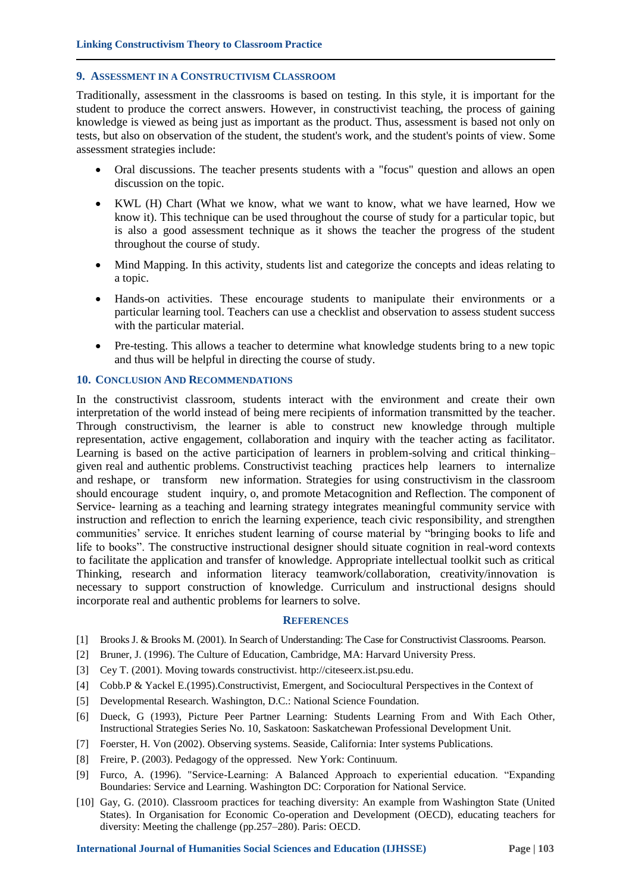## 9. Assessment in a Constructivism Classroom

Traditionally, assessment in the classrooms is based on testing. In this style, it is important for the student to produce the correct answers. However, in constructivist teaching, the process of gaining knowledge is viewed as being just as important as the product. Thus, assessment is based not only on tests, but also on observation of the student, the student's work, and the student's points of view. Some assessment strategies include:

- Oral discussions. The teacher presents students with a "focus" question and allows an open discussion on the topic.
- KWL (H) Chart (What we know, what we want to know, what we have learned, How we know it). This technique can be used throughout the course of study for a particular topic, but is also a good assessment technique as it shows the teacher the progress of the student throughout the course of study.
- Mind Mapping. In this activity, students list and categorize the concepts and ideas relating to a topic.
- Hands-on activities. These encourage students to manipulate their environments or a particular learning tool. Teachers can use a checklist and observation to assess student success with the particular material.
- Pre-testing. This allows a teacher to determine what knowledge students bring to a new topic and thus will be helpful in directing the course of study.

## 10. Conclusion And Recommendations

In the constructivist classroom, students interact with the environment and create their own interpretation of the world instead of being mere recipients of information transmitted by the teacher. Through constructivism, the learner is able to construct new knowledge through multiple representation, active engagement, collaboration and inquiry with the teacher acting as facilitator. Learning is based on the active participation of learners in problem-solving and critical thinking– given real and authentic problems. Constructivist teaching practices help learners to internalize and reshape, or transform new information. Strategies for using constructivism in the classroom should encourage student inquiry, o, and promote Metacognition and Reflection. The component of Service- learning as a teaching and learning strategy integrates meaningful community service with instruction and reflection to enrich the learning experience, teach civic responsibility, and strengthen communities' service. It enriches student learning of course material by "bringing books to life and life to books". The constructive instructional designer should situate cognition in real-word contexts to facilitate the application and transfer of knowledge. Appropriate intellectual toolkit such as critical Thinking, research and information literacy teamwork/collaboration, creativity/innovation is necessary to support construction of knowledge. Curriculum and instructional designs should incorporate real and authentic problems for learners to solve.

## References

[1] Brooks J. & Brooks M. (2001). In Search of Understanding: The Case for Constructivist Classrooms. Pearson.

[2] Bruner, J. (1996). The Culture of Education, Cambridge, MA: Harvard University Press.

[3] Cey T. (2001). Moving towards constructivist. http://citeseerx.ist.psu.edu.

[4] Cobb.P & Yackel E.(1995).Constructivist, Emergent, and Sociocultural Perspectives in the Context of

[5] Developmental Research. Washington, D.C.: National Science Foundation.

[6] Dueck, G (1993), Picture Peer Partner Learning: Students Learning From and With Each Other, Instructional Strategies Series No. 10, Saskatoon: Saskatchewan Professional Development Unit.

[7] Foerster, H. Von (2002). Observing systems. Seaside, California: Inter systems Publications.

[8] Freire, P. (2003). Pedagogy of the oppressed. New York: Continuum.

[9] Furco, A. (1996). "Service-Learning: A Balanced Approach to experiential education. "Expanding Boundaries: Service and Learning. Washington DC: Corporation for National Service.

[10] Gay, G. (2010). Classroom practices for teaching diversity: An example from Washington State (United States). In Organisation for Economic Co-operation and Development (OECD), educating teachers for diversity: Meeting the challenge (pp.257–280). Paris: OECD.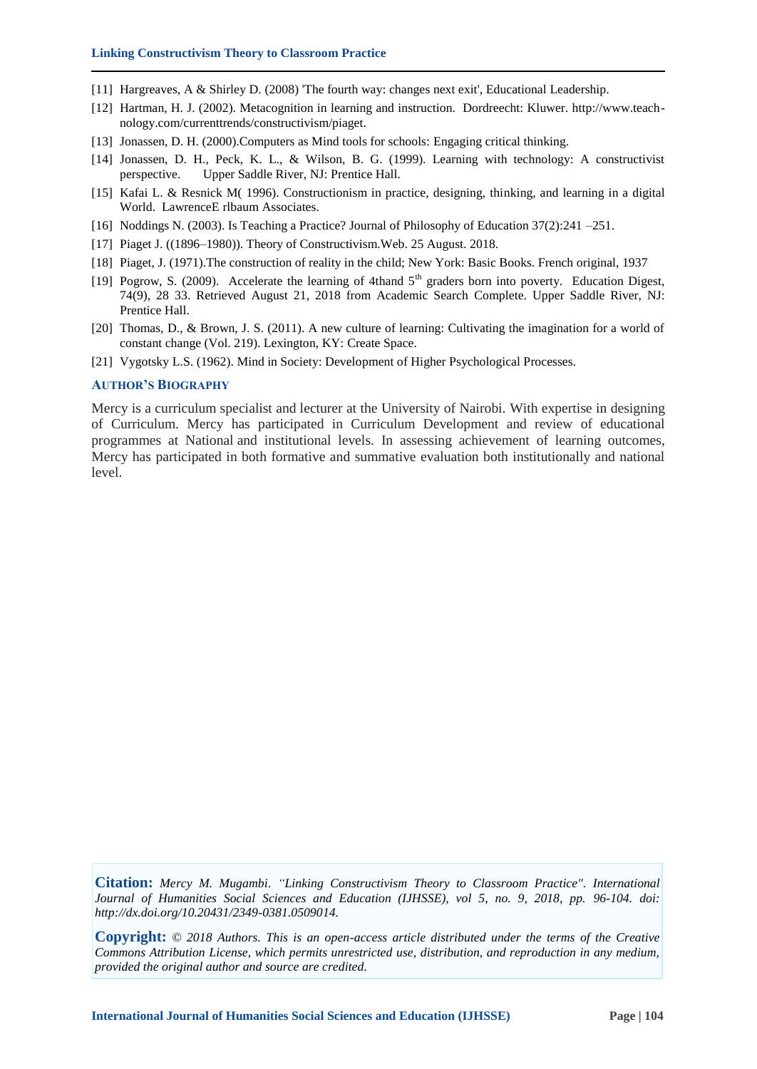[11] Hargreaves, A & Shirley D. (2008) 'The fourth way: changes next exit', Educational Leadership.

[12] Hartman, H. J. (2002). Metacognition in learning and instruction. Dordreecht: Kluwer. http://www.teach-nology.com/currenttrends/constructivism/piaget.

[13] Jonassen, D. H. (2000).Computers as Mind tools for schools: Engaging critical thinking.

[14] Jonassen, D. H., Peck, K. L., & Wilson, B. G. (1999). Learning with technology: A constructivist perspective. Upper Saddle River, NJ: Prentice Hall.

[15] Kafai L. & Resnick M( 1996). Constructionism in practice, designing, thinking, and learning in a digital World. LawrenceE rlbaum Associates.

[16] Noddings N. (2003). Is Teaching a Practice? Journal of Philosophy of Education 37(2):241 –251.

[17] Piaget J. ((1896–1980)). Theory of Constructivism.Web. 25 August. 2018.

[18] Piaget, J. (1971).The construction of reality in the child; New York: Basic Books. French original, 1937

[19] Pogrow, S. (2009). Accelerate the learning of 4thand 5th graders born into poverty. Education Digest, 74(9), 28 33. Retrieved August 21, 2018 from Academic Search Complete. Upper Saddle River, NJ: Prentice Hall.

[20] Thomas, D., & Brown, J. S. (2011). A new culture of learning: Cultivating the imagination for a world of constant change (Vol. 219). Lexington, KY: Create Space.

[21] Vygotsky L.S. (1962). Mind in Society: Development of Higher Psychological Processes.

## Author's Biography

Mercy is a curriculum specialist and lecturer at the University of Nairobi. With expertise in designing of Curriculum. Mercy has participated in Curriculum Development and review of educational programmes at National and institutional levels. In assessing achievement of learning outcomes, Mercy has participated in both formative and summative evaluation both institutionally and national level.

**Citation:** *Mercy M. Mugambi. "Linking Constructivism Theory to Classroom Practice". International Journal of Humanities Social Sciences and Education (IJHSSE), vol 5, no. 9, 2018, pp. 96-104. doi: http://dx.doi.org/10.20431/2349-0381.0509014.*

**Copyright:** *© 2018 Authors. This is an open-access article distributed under the terms of the Creative Commons Attribution License, which permits unrestricted use, distribution, and reproduction in any medium, provided the original author and source are credited.*